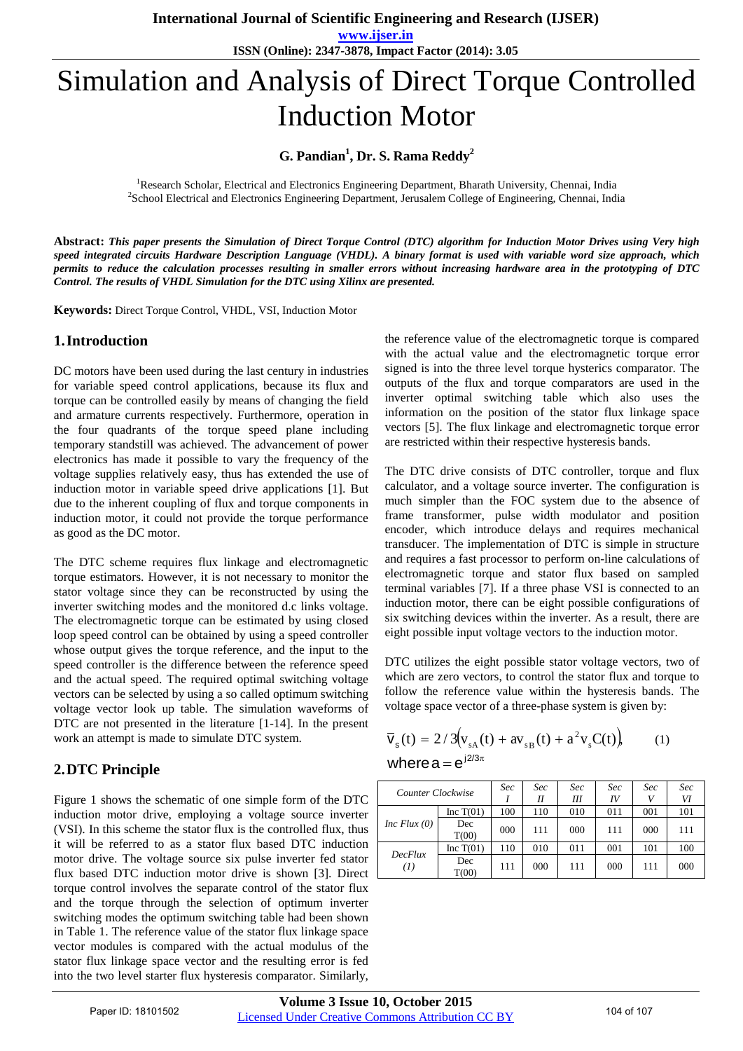# Simulation and Analysis of Direct Torque Controlled Induction Motor

**G. Pandian[1], Dr. S. Rama Reddy[2]**

[1]Research Scholar, Electrical and Electronics Engineering Department, Bharath University, Chennai, India

[2]School Electrical and Electronics Engineering Department, Jerusalem College of Engineering, Chennai, India

**Abstract:** ***This paper presents the Simulation of Direct Torque Control (DTC) algorithm for Induction Motor Drives using Very high speed integrated circuits Hardware Description Language (VHDL). A binary format is used with variable word size approach, which permits to reduce the calculation processes resulting in smaller errors without increasing hardware area in the prototyping of DTC Control. The results of VHDL Simulation for the DTC using Xilinx are presented.***

**Keywords:** Direct Torque Control, VHDL, VSI, Induction Motor

## 1. Introduction

DC motors have been used during the last century in industries for variable speed control applications, because its flux and torque can be controlled easily by means of changing the field and armature currents respectively. Furthermore, operation in the four quadrants of the torque speed plane including temporary standstill was achieved. The advancement of power electronics has made it possible to vary the frequency of the voltage supplies relatively easy, thus has extended the use of induction motor in variable speed drive applications [1]. But due to the inherent coupling of flux and torque components in induction motor, it could not provide the torque performance as good as the DC motor.

The DTC scheme requires flux linkage and electromagnetic torque estimators. However, it is not necessary to monitor the stator voltage since they can be reconstructed by using the inverter switching modes and the monitored d.c links voltage. The electromagnetic torque can be estimated by using closed loop speed control can be obtained by using a speed controller whose output gives the torque reference, and the input to the speed controller is the difference between the reference speed and the actual speed. The required optimal switching voltage vectors can be selected by using a so called optimum switching voltage vector look up table. The simulation waveforms of DTC are not presented in the literature [1-14]. In the present work an attempt is made to simulate DTC system.

## 2. DTC Principle

Figure 1 shows the schematic of one simple form of the DTC induction motor drive, employing a voltage source inverter (VSI). In this scheme the stator flux is the controlled flux, thus it will be referred to as a stator flux based DTC induction motor drive. The voltage source six pulse inverter fed stator flux based DTC induction motor drive is shown [3]. Direct torque control involves the separate control of the stator flux and the torque through the selection of optimum inverter switching modes the optimum switching table had been shown in Table 1. The reference value of the stator flux linkage space vector modules is compared with the actual modulus of the stator flux linkage space vector and the resulting error is fed into the two level starter flux hysteresis comparator. Similarly, the reference value of the electromagnetic torque is compared with the actual value and the electromagnetic torque error signed is into the three level torque hysterics comparator. The outputs of the flux and torque comparators are used in the inverter optimal switching table which also uses the information on the position of the stator flux linkage space vectors [5]. The flux linkage and electromagnetic torque error are restricted within their respective hysteresis bands.

The DTC drive consists of DTC controller, torque and flux calculator, and a voltage source inverter. The configuration is much simpler than the FOC system due to the absence of frame transformer, pulse width modulator and position encoder, which introduce delays and requires mechanical transducer. The implementation of DTC is simple in structure and requires a fast processor to perform on-line calculations of electromagnetic torque and stator flux based on sampled terminal variables [7]. If a three phase VSI is connected to an induction motor, there can be eight possible configurations of six switching devices within the inverter. As a result, there are eight possible input voltage vectors to the induction motor.

DTC utilizes the eight possible stator voltage vectors, two of which are zero vectors, to control the stator flux and torque to follow the reference value within the hysteresis bands. The voltage space vector of a three-phase system is given by:

$$\overline{v}_s(t) = 2/3\left(v_{sA}(t) + av_{sB}(t) + a^2v_sC(t)\right), \qquad (1)$$

where $a = e^{j2/3\pi}$

| *Counter Clockwise* | | *Sec I* | *Sec II* | *Sec III* | *Sec IV* | *Sec V* | *Sec VI* |
|---|---|---|---|---|---|---|---|
| *Inc Flux (0)* | Inc T(01) | 100 | 110 | 010 | 011 | 001 | 101 |
| | Dec T(00) | 000 | 111 | 000 | 111 | 000 | 111 |
| *DecFlux (1)* | Inc T(01) | 110 | 010 | 011 | 001 | 101 | 100 |
| | Dec T(00) | 111 | 000 | 111 | 000 | 111 | 000 |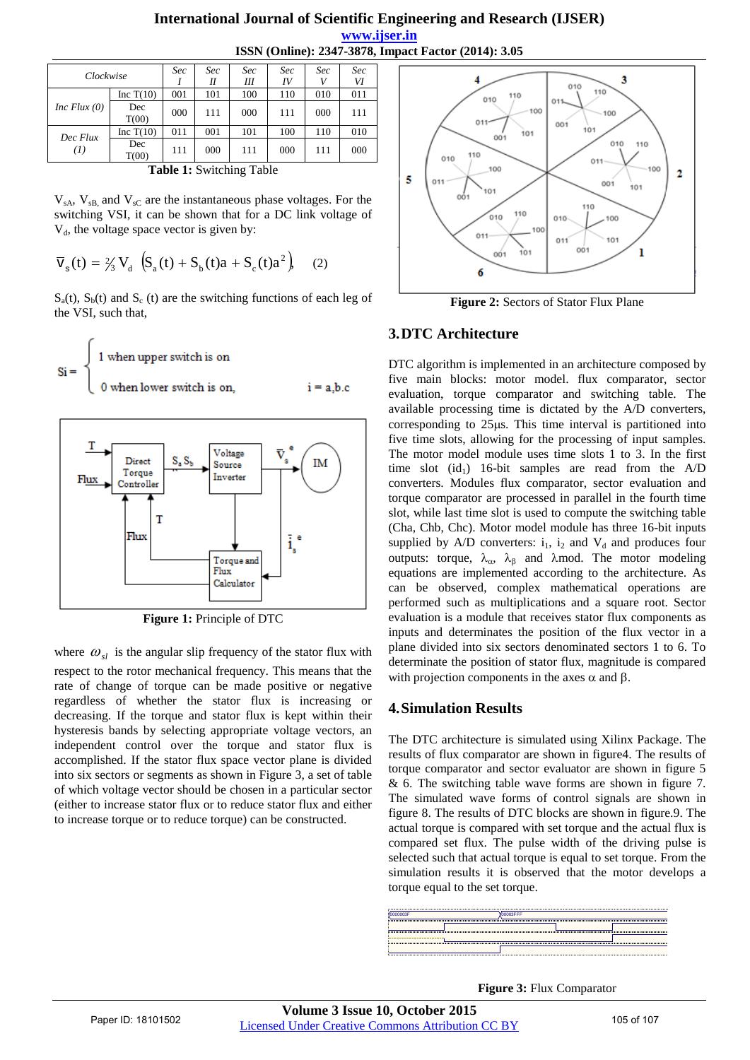| Clockwise | | Sec I | Sec II | Sec III | Sec IV | Sec V | Sec VI |
|---|---|---|---|---|---|---|---|
| Inc Flux (0) | Inc T(10) | 001 | 101 | 100 | 110 | 010 | 011 |
| | Dec T(00) | 000 | 111 | 000 | 111 | 000 | 111 |
| Dec Flux (1) | Inc T(10) | 011 | 001 | 101 | 100 | 110 | 010 |
| | Dec T(00) | 111 | 000 | 111 | 000 | 111 | 000 |

**Table 1:** Switching Table

$V_{sA}$, $V_{sB}$, and $V_{sC}$ are the instantaneous phase voltages. For the switching VSI, it can be shown that for a DC link voltage of $V_d$, the voltage space vector is given by:

$$\bar{v}_s(t) = \tfrac{2}{3} V_d \left( S_a(t) + S_b(t)a + S_c(t)a^2 \right) \qquad (2)$$

$S_a(t)$, $S_b(t)$ and $S_c(t)$ are the switching functions of each leg of the VSI, such that,

$$Si = \begin{cases} 1 \text{ when upper switch is on} \\ 0 \text{ when lower switch is on,} \end{cases} \qquad i = a,b.c$$

**Figure 1:** Principle of DTC

where $\omega_{sl}$ is the angular slip frequency of the stator flux with respect to the rotor mechanical frequency. This means that the rate of change of torque can be made positive or negative regardless of whether the stator flux is increasing or decreasing. If the torque and stator flux is kept within their hysteresis bands by selecting appropriate voltage vectors, an independent control over the torque and stator flux is accomplished. If the stator flux space vector plane is divided into six sectors or segments as shown in Figure 3, a set of table of which voltage vector should be chosen in a particular sector (either to increase stator flux or to reduce stator flux and either to increase torque or to reduce torque) can be constructed.

**Figure 2:** Sectors of Stator Flux Plane

## 3. DTC Architecture

DTC algorithm is implemented in an architecture composed by five main blocks: motor model. flux comparator, sector evaluation, torque comparator and switching table. The available processing time is dictated by the A/D converters, corresponding to 25µs. This time interval is partitioned into five time slots, allowing for the processing of input samples. The motor model module uses time slots 1 to 3. In the first time slot ($id_1$) 16-bit samples are read from the A/D converters. Modules flux comparator, sector evaluation and torque comparator are processed in parallel in the fourth time slot, while last time slot is used to compute the switching table (Cha, Chb, Chc). Motor model module has three 16-bit inputs supplied by A/D converters: $i_1$, $i_2$ and $V_d$ and produces four outputs: torque, $\lambda_\alpha$, $\lambda_\beta$ and λmod. The motor modeling equations are implemented according to the architecture. As can be observed, complex mathematical operations are performed such as multiplications and a square root. Sector evaluation is a module that receives stator flux components as inputs and determinates the position of the flux vector in a plane divided into six sectors denominated sectors 1 to 6. To determinate the position of stator flux, magnitude is compared with projection components in the axes α and β.

## 4. Simulation Results

The DTC architecture is simulated using Xilinx Package. The results of flux comparator are shown in figure4. The results of torque comparator and sector evaluator are shown in figure 5 & 6. The switching table wave forms are shown in figure 7. The simulated wave forms of control signals are shown in figure 8. The results of DTC blocks are shown in figure.9. The actual torque is compared with set torque and the actual flux is compared set flux. The pulse width of the driving pulse is selected such that actual torque is equal to set torque. From the simulation results it is observed that the motor develops a torque equal to the set torque.

**Figure 3:** Flux Comparator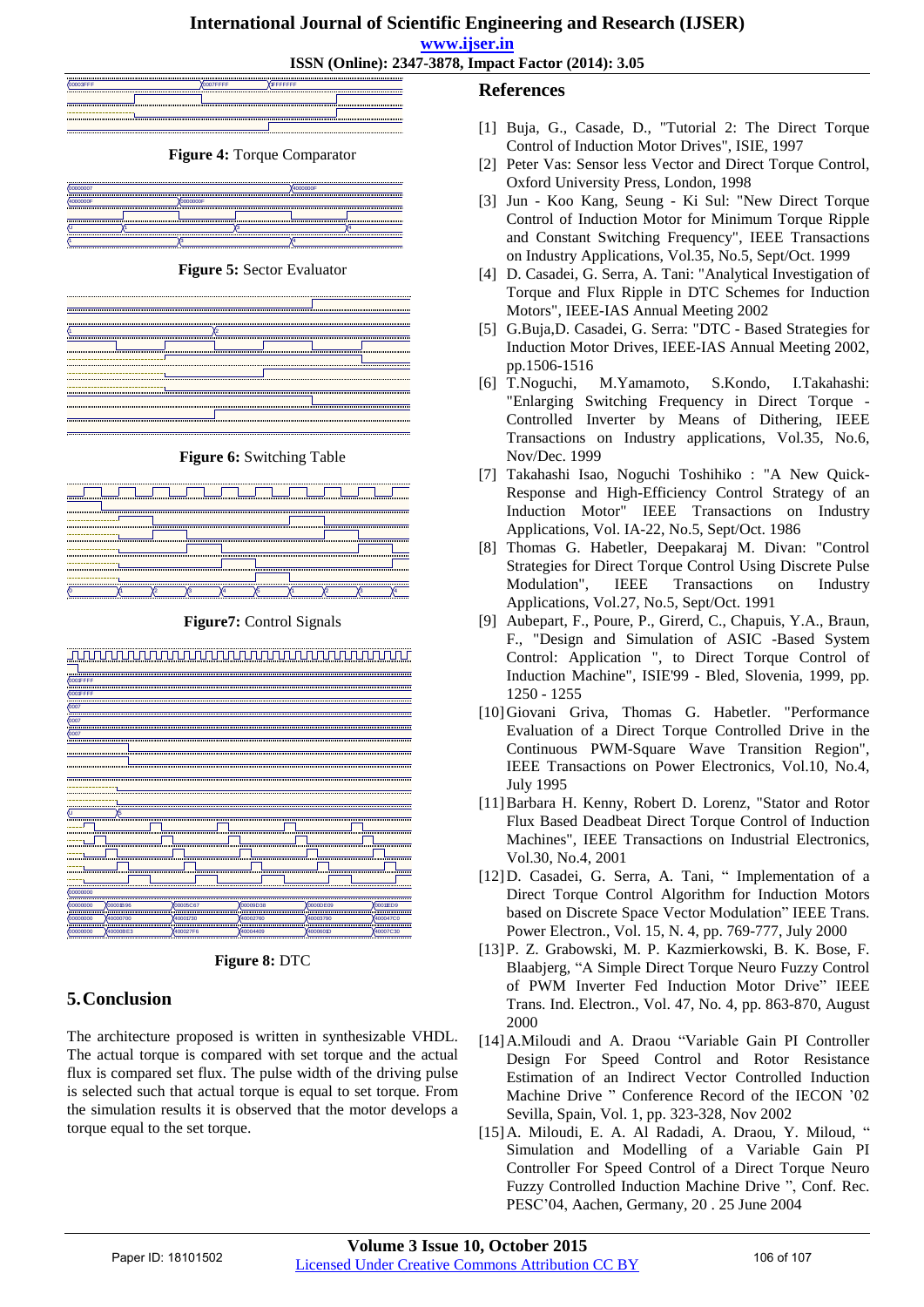Figure 4: Torque Comparator

Figure 5: Sector Evaluator

Figure 6: Switching Table

Figure7: Control Signals

Figure 8: DTC

## 5. Conclusion

The architecture proposed is written in synthesizable VHDL. The actual torque is compared with set torque and the actual flux is compared set flux. The pulse width of the driving pulse is selected such that actual torque is equal to set torque. From the simulation results it is observed that the motor develops a torque equal to the set torque.

## References

[1] Buja, G., Casade, D., "Tutorial 2: The Direct Torque Control of Induction Motor Drives", ISIE, 1997

[2] Peter Vas: Sensor less Vector and Direct Torque Control, Oxford University Press, London, 1998

[3] Jun - Koo Kang, Seung - Ki Sul: "New Direct Torque Control of Induction Motor for Minimum Torque Ripple and Constant Switching Frequency", IEEE Transactions on Industry Applications, Vol.35, No.5, Sept/Oct. 1999

[4] D. Casadei, G. Serra, A. Tani: "Analytical Investigation of Torque and Flux Ripple in DTC Schemes for Induction Motors", IEEE-IAS Annual Meeting 2002

[5] G.Buja,D. Casadei, G. Serra: "DTC - Based Strategies for Induction Motor Drives, IEEE-IAS Annual Meeting 2002, pp.1506-1516

[6] T.Noguchi, M.Yamamoto, S.Kondo, I.Takahashi: "Enlarging Switching Frequency in Direct Torque - Controlled Inverter by Means of Dithering, IEEE Transactions on Industry applications, Vol.35, No.6, Nov/Dec. 1999

[7] Takahashi Isao, Noguchi Toshihiko : "A New Quick-Response and High-Efficiency Control Strategy of an Induction Motor" IEEE Transactions on Industry Applications, Vol. IA-22, No.5, Sept/Oct. 1986

[8] Thomas G. Habetler, Deepakaraj M. Divan: "Control Strategies for Direct Torque Control Using Discrete Pulse Modulation", IEEE Transactions on Industry Applications, Vol.27, No.5, Sept/Oct. 1991

[9] Aubepart, F., Poure, P., Girerd, C., Chapuis, Y.A., Braun, F., "Design and Simulation of ASIC -Based System Control: Application ", to Direct Torque Control of Induction Machine", ISIE'99 - Bled, Slovenia, 1999, pp. 1250 - 1255

[10] Giovani Griva, Thomas G. Habetler. "Performance Evaluation of a Direct Torque Controlled Drive in the Continuous PWM-Square Wave Transition Region", IEEE Transactions on Power Electronics, Vol.10, No.4, July 1995

[11] Barbara H. Kenny, Robert D. Lorenz, "Stator and Rotor Flux Based Deadbeat Direct Torque Control of Induction Machines", IEEE Transactions on Industrial Electronics, Vol.30, No.4, 2001

[12] D. Casadei, G. Serra, A. Tani, " Implementation of a Direct Torque Control Algorithm for Induction Motors based on Discrete Space Vector Modulation" IEEE Trans. Power Electron., Vol. 15, N. 4, pp. 769-777, July 2000

[13] P. Z. Grabowski, M. P. Kazmierkowski, B. K. Bose, F. Blaabjerg, "A Simple Direct Torque Neuro Fuzzy Control of PWM Inverter Fed Induction Motor Drive" IEEE Trans. Ind. Electron., Vol. 47, No. 4, pp. 863-870, August 2000

[14] A.Miloudi and A. Draou "Variable Gain PI Controller Design For Speed Control and Rotor Resistance Estimation of an Indirect Vector Controlled Induction Machine Drive " Conference Record of the IECON '02 Sevilla, Spain, Vol. 1, pp. 323-328, Nov 2002

[15] A. Miloudi, E. A. Al Radadi, A. Draou, Y. Miloud, " Simulation and Modelling of a Variable Gain PI Controller For Speed Control of a Direct Torque Neuro Fuzzy Controlled Induction Machine Drive ", Conf. Rec. PESC'04, Aachen, Germany, 20 . 25 June 2004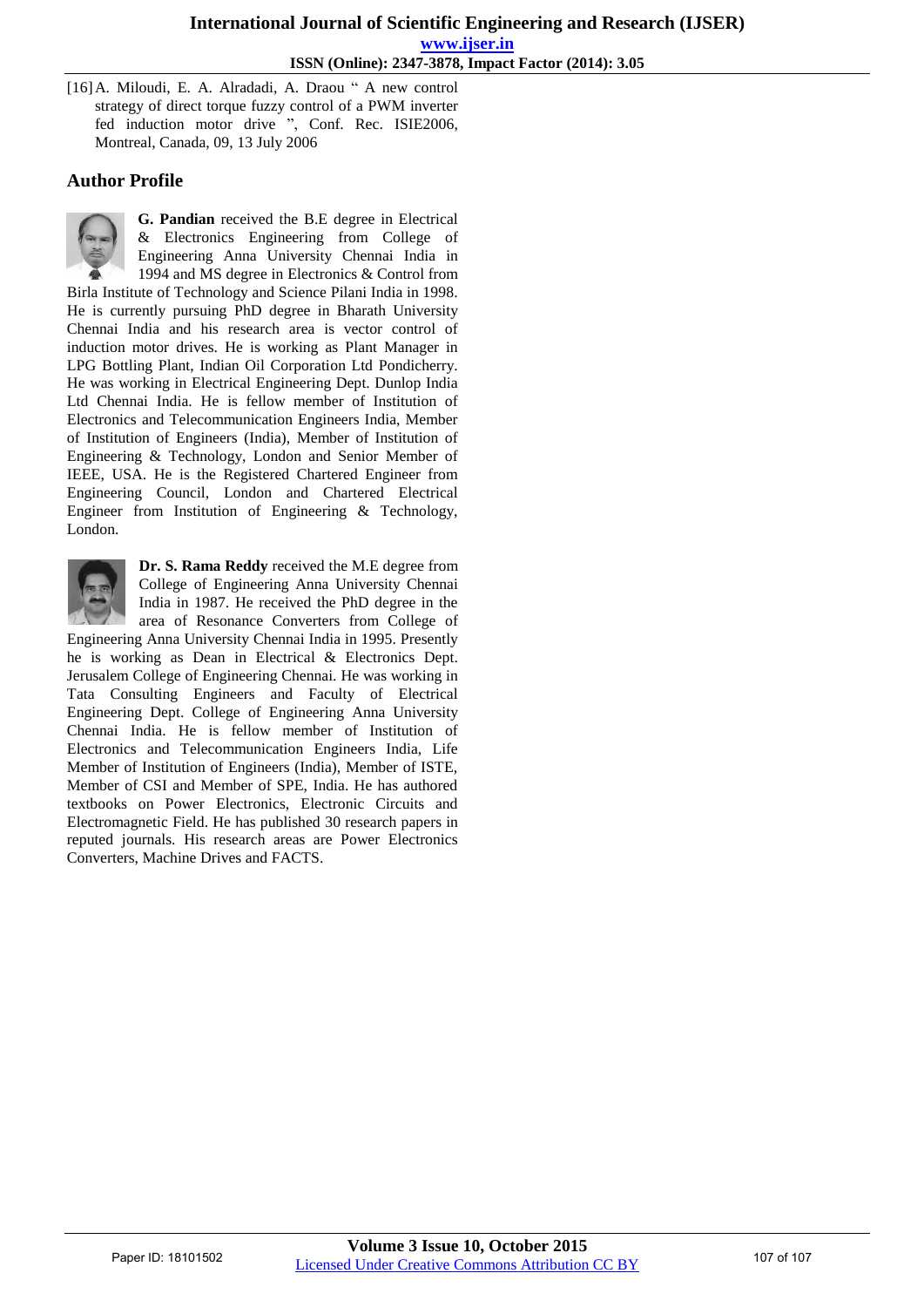[16] A. Miloudi, E. A. Alradadi, A. Draou " A new control strategy of direct torque fuzzy control of a PWM inverter fed induction motor drive ", Conf. Rec. ISIE2006, Montreal, Canada, 09, 13 July 2006

## Author Profile

**G. Pandian** received the B.E degree in Electrical & Electronics Engineering from College of Engineering Anna University Chennai India in 1994 and MS degree in Electronics & Control from Birla Institute of Technology and Science Pilani India in 1998. He is currently pursuing PhD degree in Bharath University Chennai India and his research area is vector control of induction motor drives. He is working as Plant Manager in LPG Bottling Plant, Indian Oil Corporation Ltd Pondicherry. He was working in Electrical Engineering Dept. Dunlop India Ltd Chennai India. He is fellow member of Institution of Electronics and Telecommunication Engineers India, Member of Institution of Engineers (India), Member of Institution of Engineering & Technology, London and Senior Member of IEEE, USA. He is the Registered Chartered Engineer from Engineering Council, London and Chartered Electrical Engineer from Institution of Engineering & Technology, London.

**Dr. S. Rama Reddy** received the M.E degree from College of Engineering Anna University Chennai India in 1987. He received the PhD degree in the area of Resonance Converters from College of Engineering Anna University Chennai India in 1995. Presently he is working as Dean in Electrical & Electronics Dept. Jerusalem College of Engineering Chennai. He was working in Tata Consulting Engineers and Faculty of Electrical Engineering Dept. College of Engineering Anna University Chennai India. He is fellow member of Institution of Electronics and Telecommunication Engineers India, Life Member of Institution of Engineers (India), Member of ISTE, Member of CSI and Member of SPE, India. He has authored textbooks on Power Electronics, Electronic Circuits and Electromagnetic Field. He has published 30 research papers in reputed journals. His research areas are Power Electronics Converters, Machine Drives and FACTS.